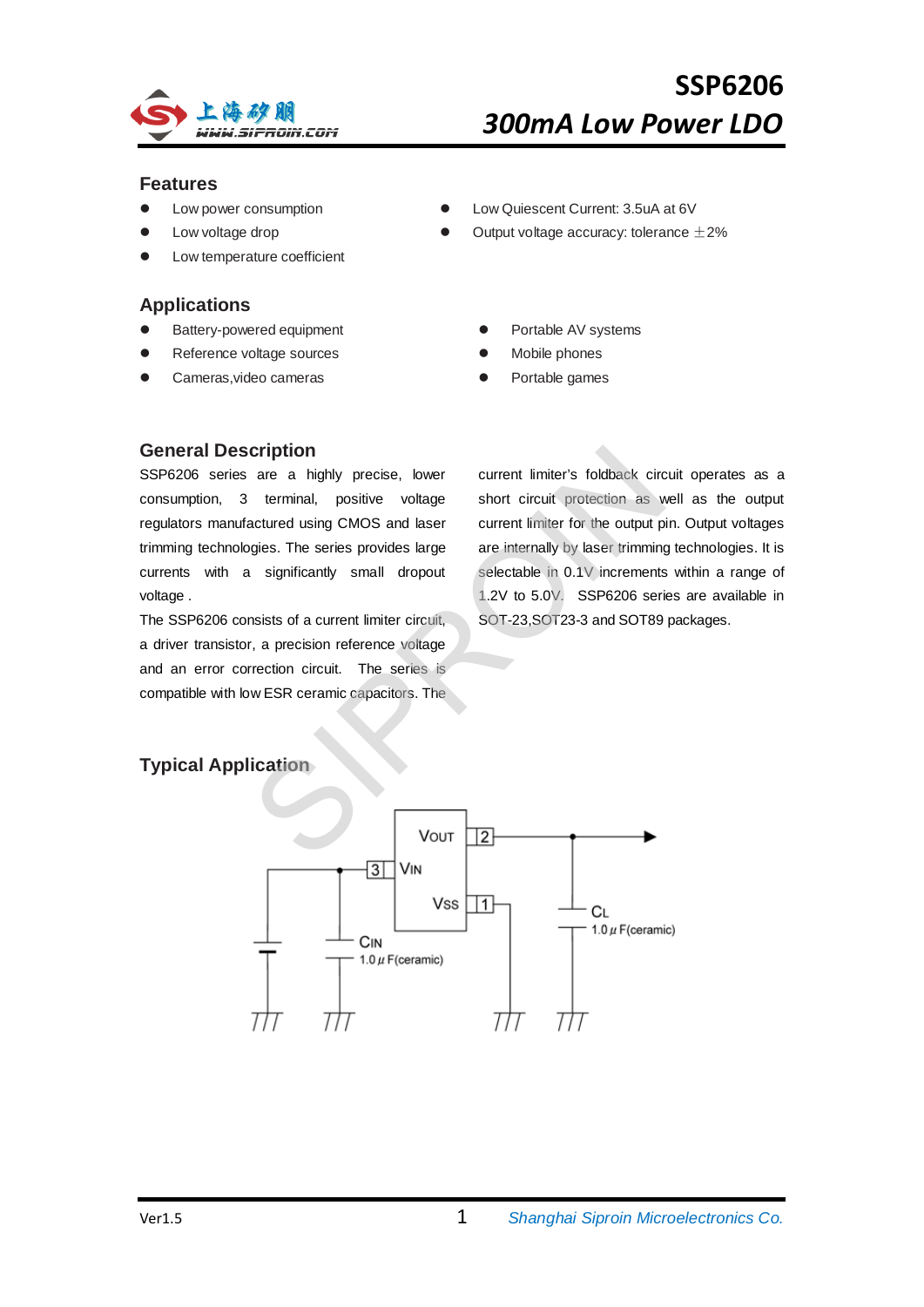# SSP6206

## 300mA Low Power LDO

### Features

- Low power consumption
- Low voltage drop
- Low temperature coefficient
- Low Quiescent Current: 3.5uA at 6V
- Output voltage accuracy: tolerance ±2%

### Applications

- Battery-powered equipment
- Reference voltage sources
- Cameras,video cameras
- Portable AV systems
- Mobile phones
- Portable games

### General Description

SSP6206 series are a highly precise, lower consumption, 3 terminal, positive voltage regulators manufactured using CMOS and laser trimming technologies. The series provides large currents with a significantly small dropout voltage .

The SSP6206 consists of a current limiter circuit, a driver transistor, a precision reference voltage and an error correction circuit. The series is compatible with low ESR ceramic capacitors. The current limiter's foldback circuit operates as a short circuit protection as well as the output current limiter for the output pin. Output voltages are internally by laser trimming technologies. It is selectable in 0.1V increments within a range of 1.2V to 5.0V. SSP6206 series are available in SOT-23,SOT23-3 and SOT89 packages.

### Typical Application

VOUT 2
3 VIN
VSS 1
CIN 1.0μF(ceramic)
CL 1.0μF(ceramic)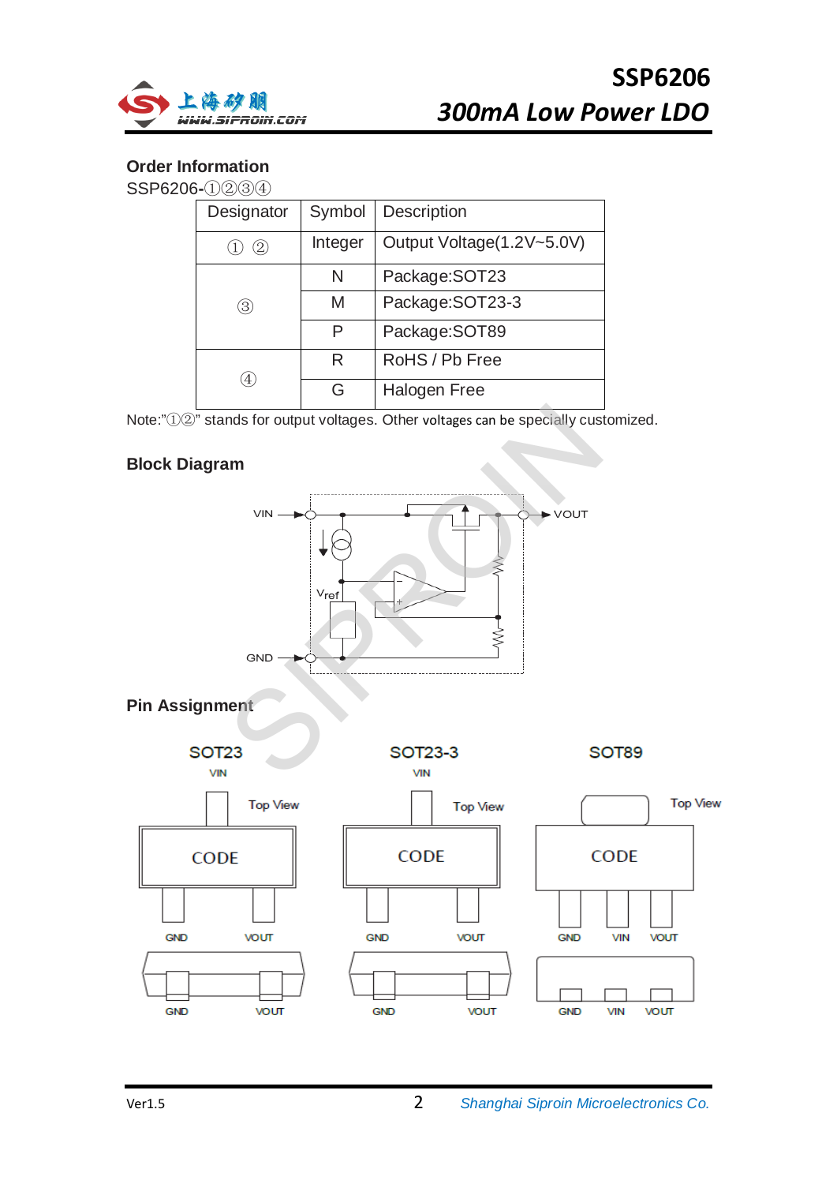## Order Information

SSP6206-①②③④

| Designator | Symbol | Description |
|---|---|---|
| ① ② | Integer | Output Voltage(1.2V~5.0V) |
| ③ | N | Package:SOT23 |
| | M | Package:SOT23-3 |
| | P | Package:SOT89 |
| ④ | R | RoHS / Pb Free |
| | G | Halogen Free |

Note:"①②" stands for output voltages. Other voltages can be specially customized.

## Block Diagram

## Pin Assignment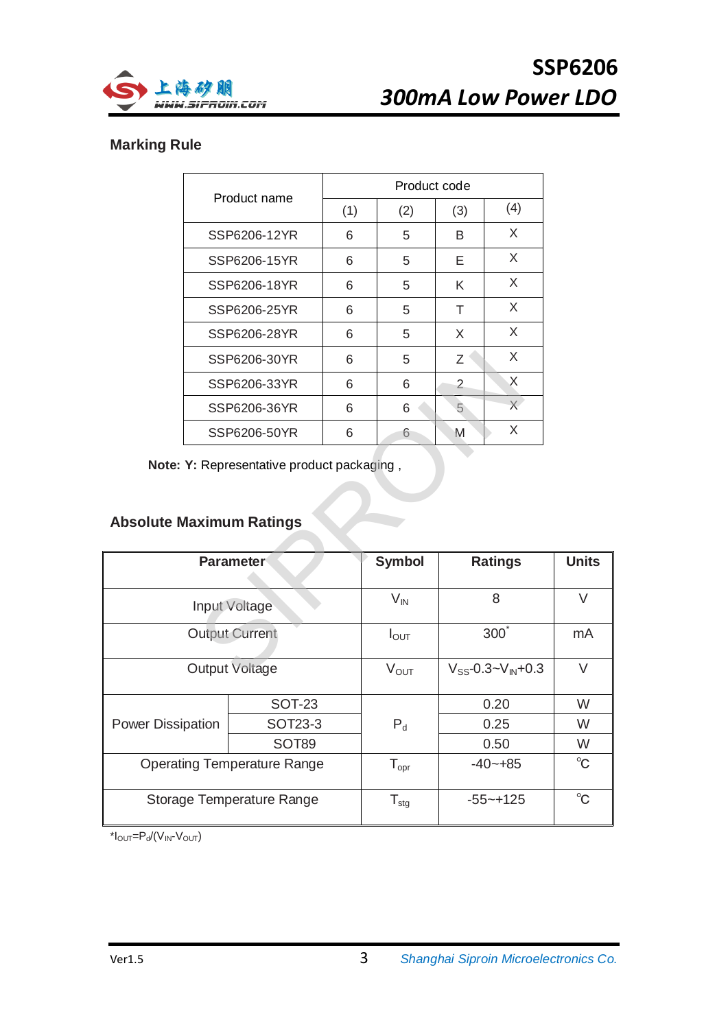## Marking Rule

| Product name | Product code | | | |
|---|---|---|---|---|
| | (1) | (2) | (3) | (4) |
| SSP6206-12YR | 6 | 5 | B | X |
| SSP6206-15YR | 6 | 5 | E | X |
| SSP6206-18YR | 6 | 5 | K | X |
| SSP6206-25YR | 6 | 5 | T | X |
| SSP6206-28YR | 6 | 5 | X | X |
| SSP6206-30YR | 6 | 5 | Z | X |
| SSP6206-33YR | 6 | 6 | 2 | X |
| SSP6206-36YR | 6 | 6 | 5 | X |
| SSP6206-50YR | 6 | 6 | M | X |

**Note: Y:** Representative product packaging ,

## Absolute Maximum Ratings

| Parameter | | Symbol | Ratings | Units |
|---|---|---|---|---|
| Input Voltage | | $V_{IN}$ | 8 | V |
| Output Current | | $I_{OUT}$ | 300* | mA |
| Output Voltage | | $V_{OUT}$ | $V_{SS}$-0.3~$V_{IN}$+0.3 | V |
| Power Dissipation | SOT-23 | $P_d$ | 0.20 | W |
| | SOT23-3 | | 0.25 | W |
| | SOT89 | | 0.50 | W |
| Operating Temperature Range | | $T_{opr}$ | -40~+85 | ℃ |
| Storage Temperature Range | | $T_{stg}$ | -55~+125 | ℃ |

*$I_{OUT}=P_d/(V_{IN}-V_{OUT})$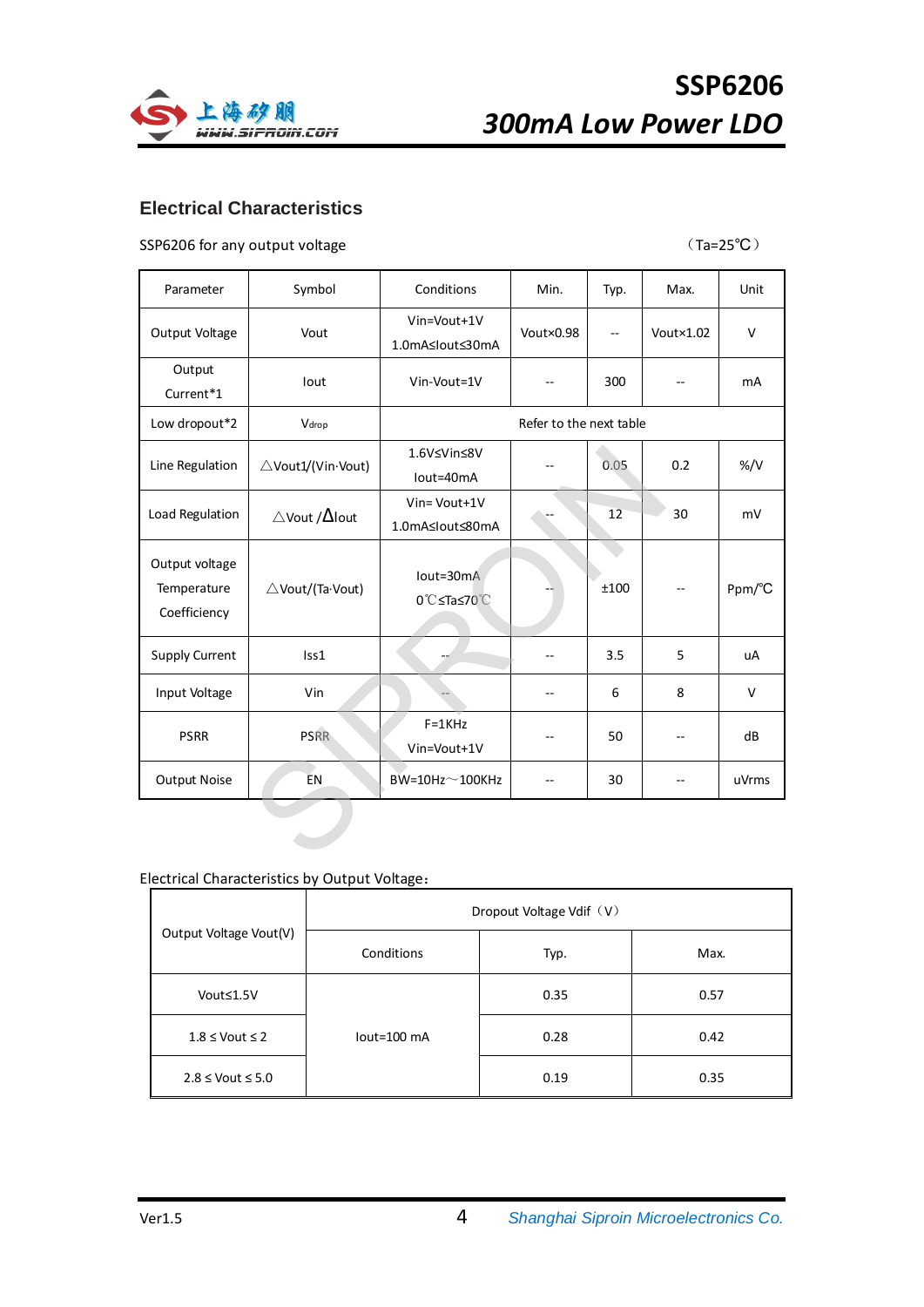## Electrical Characteristics

SSP6206 for any output voltage （Ta=25℃）

| Parameter | Symbol | Conditions | Min. | Typ. | Max. | Unit |
|---|---|---|---|---|---|---|
| Output Voltage | Vout | Vin=Vout+1V 1.0mA≤Iout≤30mA | Vout×0.98 | -- | Vout×1.02 | V |
| Output Current*1 | Iout | Vin-Vout=1V | -- | 300 | -- | mA |
| Low dropout*2 | $V_{drop}$ | Refer to the next table | | | | |
| Line Regulation | △Vout1/(Vin·Vout) | 1.6V≤Vin≤8V Iout=40mA | -- | 0.05 | 0.2 | %/V |
| Load Regulation | △Vout /ΔIout | Vin= Vout+1V 1.0mA≤Iout≤80mA | -- | 12 | 30 | mV |
| Output voltage Temperature Coefficiency | △Vout/(Ta·Vout) | Iout=30mA 0℃≤Ta≤70℃ | -- | ±100 | -- | Ppm/℃ |
| Supply Current | Iss1 | -- | -- | 3.5 | 5 | uA |
| Input Voltage | Vin | -- | -- | 6 | 8 | V |
| PSRR | PSRR | F=1KHz Vin=Vout+1V | -- | 50 | -- | dB |
| Output Noise | EN | BW=10Hz～100KHz | -- | 30 | -- | uVrms |

Electrical Characteristics by Output Voltage：

| Output Voltage Vout(V) | Dropout Voltage Vdif（V） | | |
|---|---|---|---|
| | Conditions | Typ. | Max. |
| Vout≤1.5V | Iout=100 mA | 0.35 | 0.57 |
| 1.8 ≤ Vout ≤ 2 | | 0.28 | 0.42 |
| 2.8 ≤ Vout ≤ 5.0 | | 0.19 | 0.35 |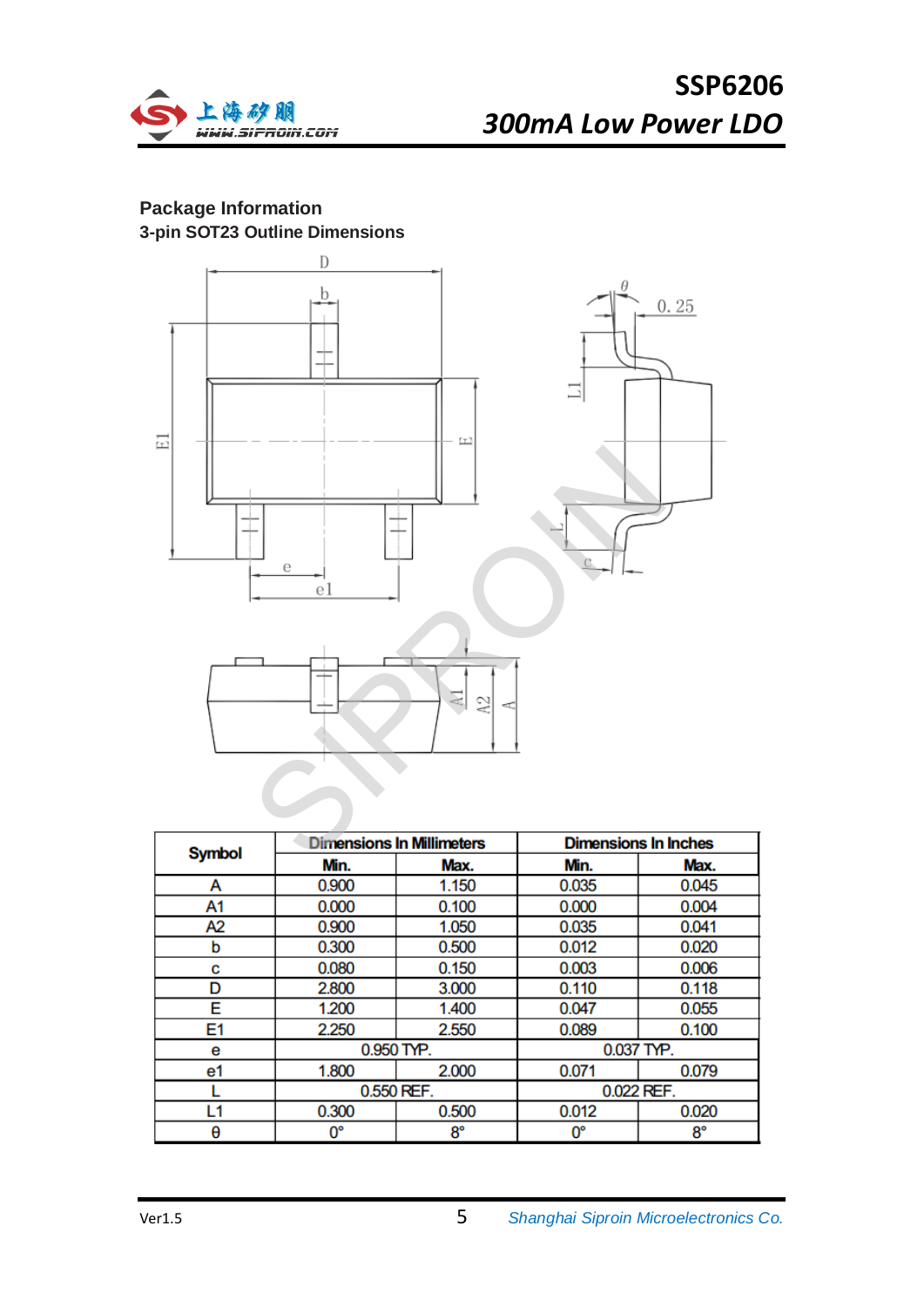## Package Information

### 3-pin SOT23 Outline Dimensions

| Symbol | Dimensions In Millimeters | | Dimensions In Inches | |
|---|---|---|---|---|
| | Min. | Max. | Min. | Max. |
| A | 0.900 | 1.150 | 0.035 | 0.045 |
| A1 | 0.000 | 0.100 | 0.000 | 0.004 |
| A2 | 0.900 | 1.050 | 0.035 | 0.041 |
| b | 0.300 | 0.500 | 0.012 | 0.020 |
| c | 0.080 | 0.150 | 0.003 | 0.006 |
| D | 2.800 | 3.000 | 0.110 | 0.118 |
| E | 1.200 | 1.400 | 0.047 | 0.055 |
| E1 | 2.250 | 2.550 | 0.089 | 0.100 |
| e | 0.950 TYP. | | 0.037 TYP. | |
| e1 | 1.800 | 2.000 | 0.071 | 0.079 |
| L | 0.550 REF. | | 0.022 REF. | |
| L1 | 0.300 | 0.500 | 0.012 | 0.020 |
| θ | 0° | 8° | 0° | 8° |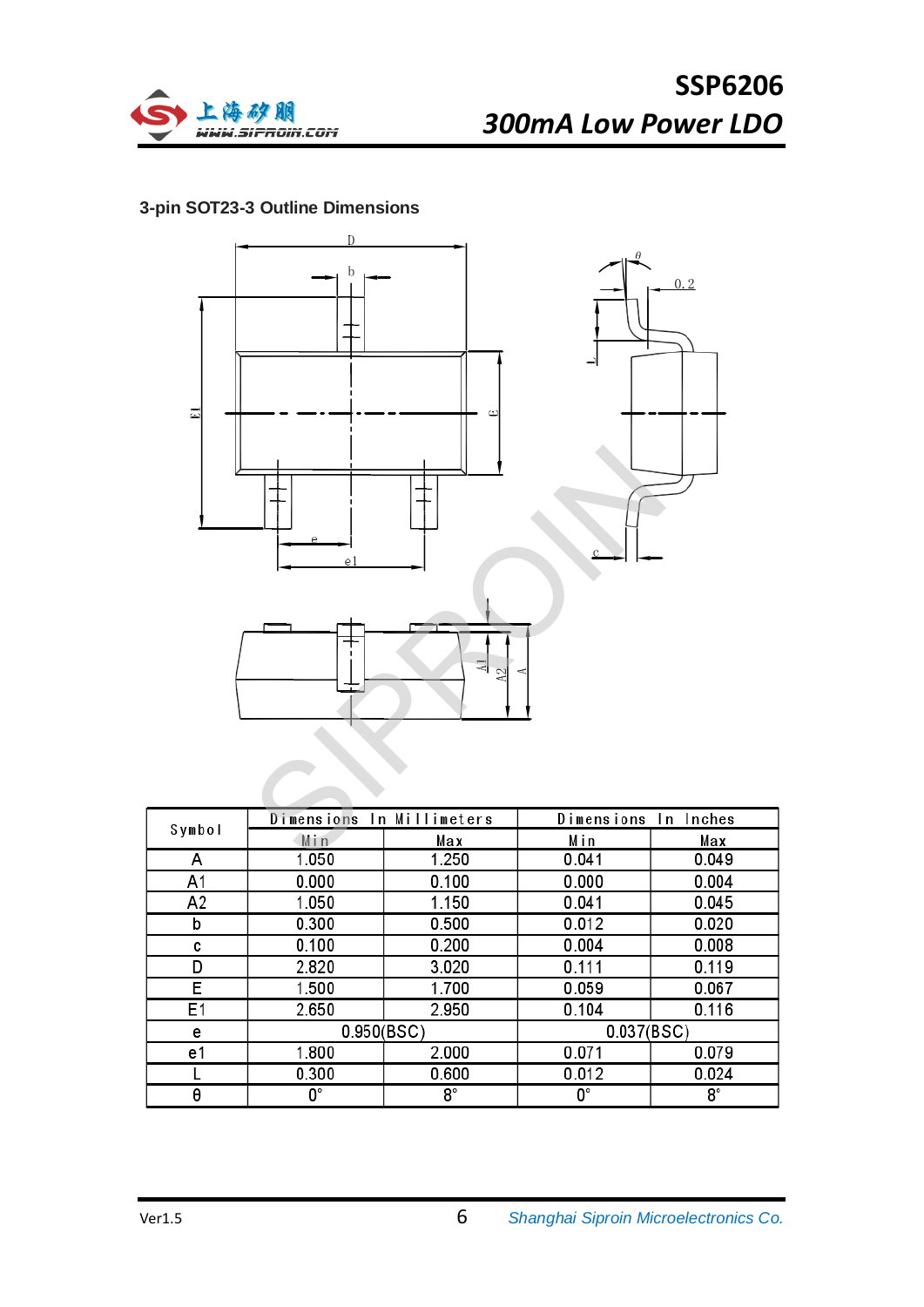### 3-pin SOT23-3 Outline Dimensions

| Symbol | Dimensions In Millimeters | | Dimensions In Inches | |
|---|---|---|---|---|
| | Min | Max | Min | Max |
| A | 1.050 | 1.250 | 0.041 | 0.049 |
| A1 | 0.000 | 0.100 | 0.000 | 0.004 |
| A2 | 1.050 | 1.150 | 0.041 | 0.045 |
| b | 0.300 | 0.500 | 0.012 | 0.020 |
| c | 0.100 | 0.200 | 0.004 | 0.008 |
| D | 2.820 | 3.020 | 0.111 | 0.119 |
| E | 1.500 | 1.700 | 0.059 | 0.067 |
| E1 | 2.650 | 2.950 | 0.104 | 0.116 |
| e | 0.950(BSC) | | 0.037(BSC) | |
| e1 | 1.800 | 2.000 | 0.071 | 0.079 |
| L | 0.300 | 0.600 | 0.012 | 0.024 |
| θ | 0° | 8° | 0° | 8° |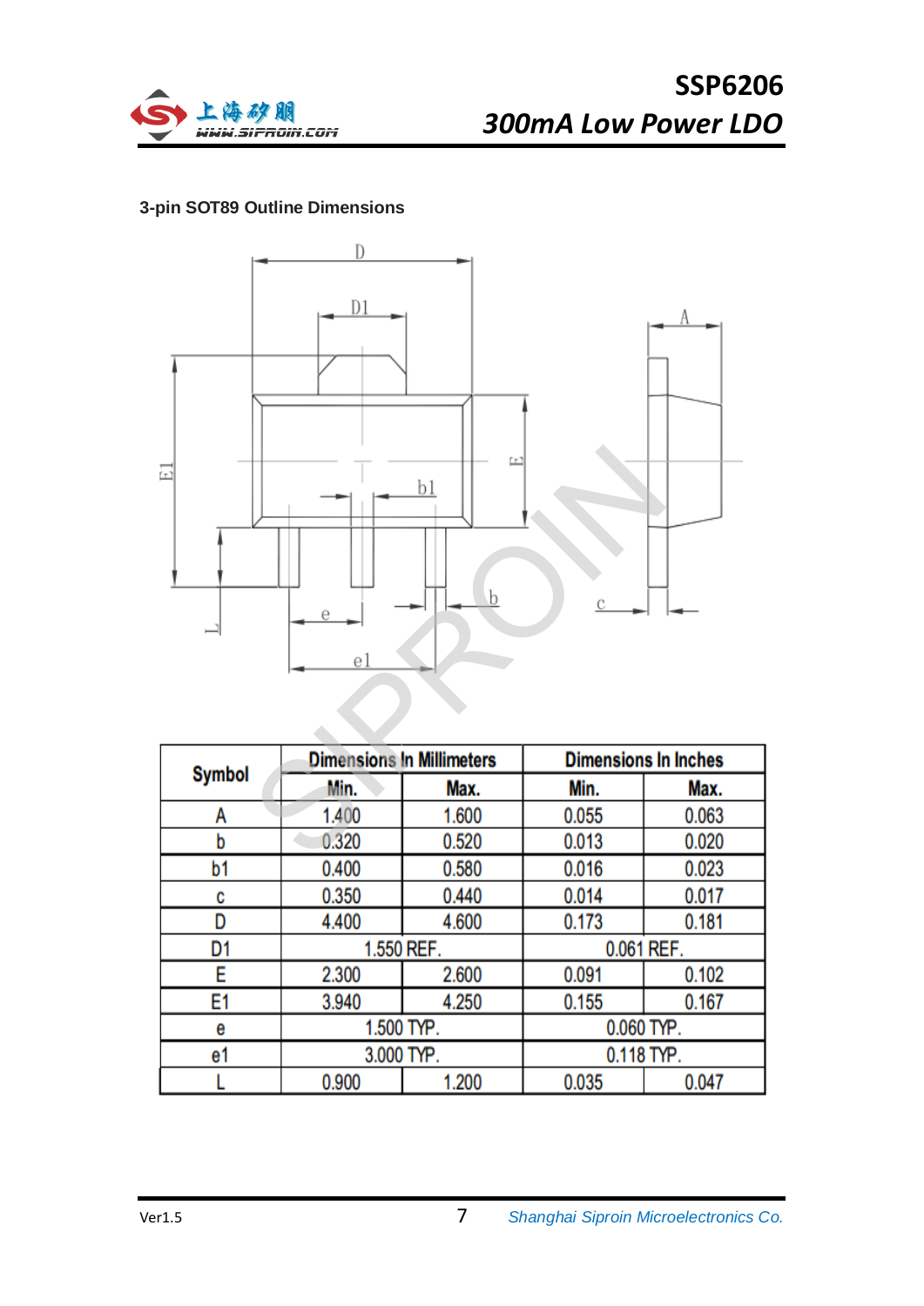### 3-pin SOT89 Outline Dimensions

D

D1

A

E1

E

b1

b

c

e

e1

L

| Symbol | Dimensions In Millimeters | | Dimensions In Inches | |
|---|---|---|---|---|
| | Min. | Max. | Min. | Max. |
| A | 1.400 | 1.600 | 0.055 | 0.063 |
| b | 0.320 | 0.520 | 0.013 | 0.020 |
| b1 | 0.400 | 0.580 | 0.016 | 0.023 |
| c | 0.350 | 0.440 | 0.014 | 0.017 |
| D | 4.400 | 4.600 | 0.173 | 0.181 |
| D1 | 1.550 REF. | | 0.061 REF. | |
| E | 2.300 | 2.600 | 0.091 | 0.102 |
| E1 | 3.940 | 4.250 | 0.155 | 0.167 |
| e | 1.500 TYP. | | 0.060 TYP. | |
| e1 | 3.000 TYP. | | 0.118 TYP. | |
| L | 0.900 | 1.200 | 0.035 | 0.047 |